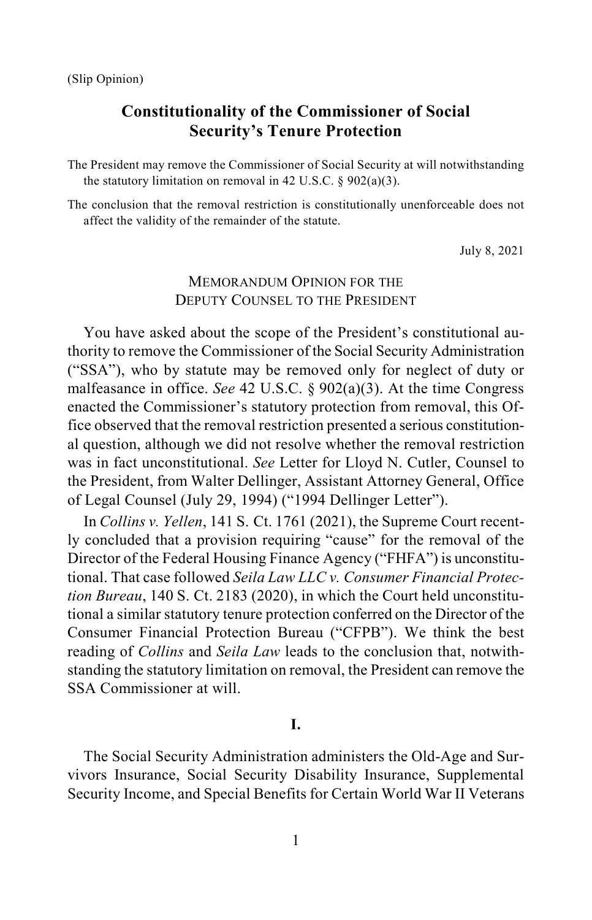(Slip Opinion)

# Constitutionality of the Commissioner of Social Security's Tenure Protection

The President may remove the Commissioner of Social Security at will notwithstanding the statutory limitation on removal in 42 U.S.C. § 902(a)(3).

The conclusion that the removal restriction is constitutionally unenforceable does not affect the validity of the remainder of the statute.

July 8, 2021

## MEMORANDUM OPINION FOR THE DEPUTY COUNSEL TO THE PRESIDENT

You have asked about the scope of the President's constitutional authority to remove the Commissioner of the Social Security Administration ("SSA"), who by statute may be removed only for neglect of duty or malfeasance in office. *See* 42 U.S.C. § 902(a)(3). At the time Congress enacted the Commissioner's statutory protection from removal, this Office observed that the removal restriction presented a serious constitutional question, although we did not resolve whether the removal restriction was in fact unconstitutional. *See* Letter for Lloyd N. Cutler, Counsel to the President, from Walter Dellinger, Assistant Attorney General, Office of Legal Counsel (July 29, 1994) ("1994 Dellinger Letter").

In *Collins v. Yellen*, 141 S. Ct. 1761 (2021), the Supreme Court recently concluded that a provision requiring "cause" for the removal of the Director of the Federal Housing Finance Agency ("FHFA") is unconstitutional. That case followed *Seila Law LLC v. Consumer Financial Protection Bureau*, 140 S. Ct. 2183 (2020), in which the Court held unconstitutional a similar statutory tenure protection conferred on the Director of the Consumer Financial Protection Bureau ("CFPB"). We think the best reading of *Collins* and *Seila Law* leads to the conclusion that, notwithstanding the statutory limitation on removal, the President can remove the SSA Commissioner at will.

## I.

The Social Security Administration administers the Old-Age and Survivors Insurance, Social Security Disability Insurance, Supplemental Security Income, and Special Benefits for Certain World War II Veterans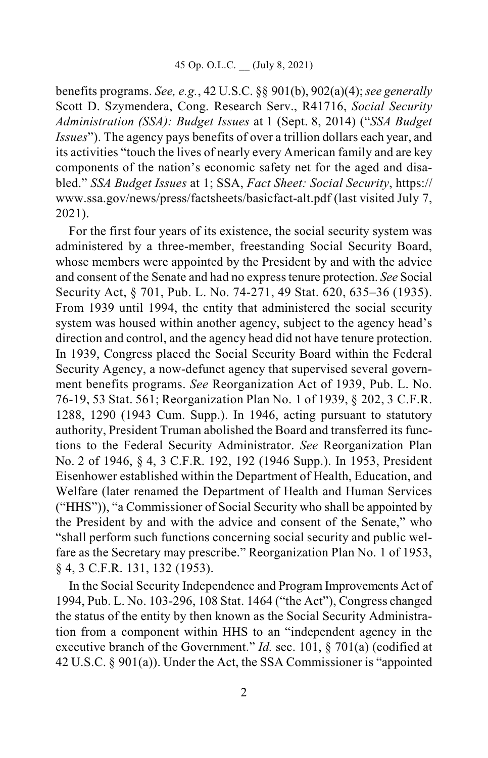benefits programs. *See, e.g.*, 42 U.S.C. §§ 901(b), 902(a)(4); *see generally* Scott D. Szymendera, Cong. Research Serv., R41716, *Social Security Administration (SSA): Budget Issues* at 1 (Sept. 8, 2014) ("*SSA Budget Issues*"). The agency pays benefits of over a trillion dollars each year, and its activities "touch the lives of nearly every American family and are key components of the nation's economic safety net for the aged and disabled." *SSA Budget Issues* at 1; SSA, *Fact Sheet: Social Security*, https://www.ssa.gov/news/press/factsheets/basicfact-alt.pdf (last visited July 7, 2021).

For the first four years of its existence, the social security system was administered by a three-member, freestanding Social Security Board, whose members were appointed by the President by and with the advice and consent of the Senate and had no express tenure protection. *See* Social Security Act, § 701, Pub. L. No. 74-271, 49 Stat. 620, 635–36 (1935). From 1939 until 1994, the entity that administered the social security system was housed within another agency, subject to the agency head's direction and control, and the agency head did not have tenure protection. In 1939, Congress placed the Social Security Board within the Federal Security Agency, a now-defunct agency that supervised several government benefits programs. *See* Reorganization Act of 1939, Pub. L. No. 76-19, 53 Stat. 561; Reorganization Plan No. 1 of 1939, § 202, 3 C.F.R. 1288, 1290 (1943 Cum. Supp.). In 1946, acting pursuant to statutory authority, President Truman abolished the Board and transferred its functions to the Federal Security Administrator. *See* Reorganization Plan No. 2 of 1946, § 4, 3 C.F.R. 192, 192 (1946 Supp.). In 1953, President Eisenhower established within the Department of Health, Education, and Welfare (later renamed the Department of Health and Human Services ("HHS")), "a Commissioner of Social Security who shall be appointed by the President by and with the advice and consent of the Senate," who "shall perform such functions concerning social security and public welfare as the Secretary may prescribe." Reorganization Plan No. 1 of 1953, § 4, 3 C.F.R. 131, 132 (1953).

In the Social Security Independence and Program Improvements Act of 1994, Pub. L. No. 103-296, 108 Stat. 1464 ("the Act"), Congress changed the status of the entity by then known as the Social Security Administration from a component within HHS to an "independent agency in the executive branch of the Government." *Id.* sec. 101, § 701(a) (codified at 42 U.S.C. § 901(a)). Under the Act, the SSA Commissioner is "appointed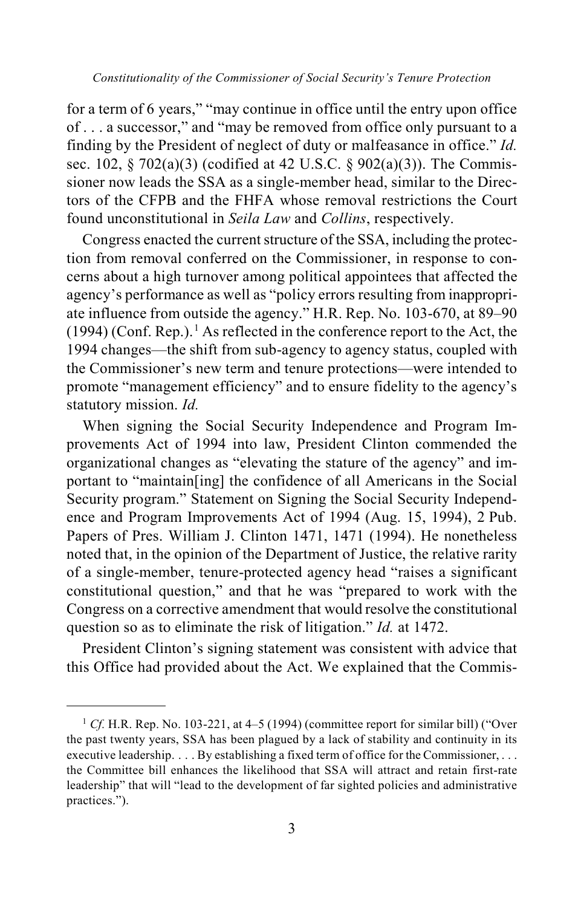for a term of 6 years," "may continue in office until the entry upon office of . . . a successor," and "may be removed from office only pursuant to a finding by the President of neglect of duty or malfeasance in office." *Id.* sec. 102, § 702(a)(3) (codified at 42 U.S.C. § 902(a)(3)). The Commissioner now leads the SSA as a single-member head, similar to the Directors of the CFPB and the FHFA whose removal restrictions the Court found unconstitutional in *Seila Law* and *Collins*, respectively.

Congress enacted the current structure of the SSA, including the protection from removal conferred on the Commissioner, in response to concerns about a high turnover among political appointees that affected the agency's performance as well as "policy errors resulting from inappropriate influence from outside the agency." H.R. Rep. No. 103-670, at 89–90 (1994) (Conf. Rep.).[1] As reflected in the conference report to the Act, the 1994 changes—the shift from sub-agency to agency status, coupled with the Commissioner's new term and tenure protections—were intended to promote "management efficiency" and to ensure fidelity to the agency's statutory mission. *Id.*

When signing the Social Security Independence and Program Improvements Act of 1994 into law, President Clinton commended the organizational changes as "elevating the stature of the agency" and important to "maintain[ing] the confidence of all Americans in the Social Security program." Statement on Signing the Social Security Independence and Program Improvements Act of 1994 (Aug. 15, 1994), 2 Pub. Papers of Pres. William J. Clinton 1471, 1471 (1994). He nonetheless noted that, in the opinion of the Department of Justice, the relative rarity of a single-member, tenure-protected agency head "raises a significant constitutional question," and that he was "prepared to work with the Congress on a corrective amendment that would resolve the constitutional question so as to eliminate the risk of litigation." *Id.* at 1472.

President Clinton's signing statement was consistent with advice that this Office had provided about the Act. We explained that the Commis-

---

[1] *Cf.* H.R. Rep. No. 103-221, at 4–5 (1994) (committee report for similar bill) ("Over the past twenty years, SSA has been plagued by a lack of stability and continuity in its executive leadership. . . . By establishing a fixed term of office for the Commissioner, . . . the Committee bill enhances the likelihood that SSA will attract and retain first-rate leadership" that will "lead to the development of far sighted policies and administrative practices.").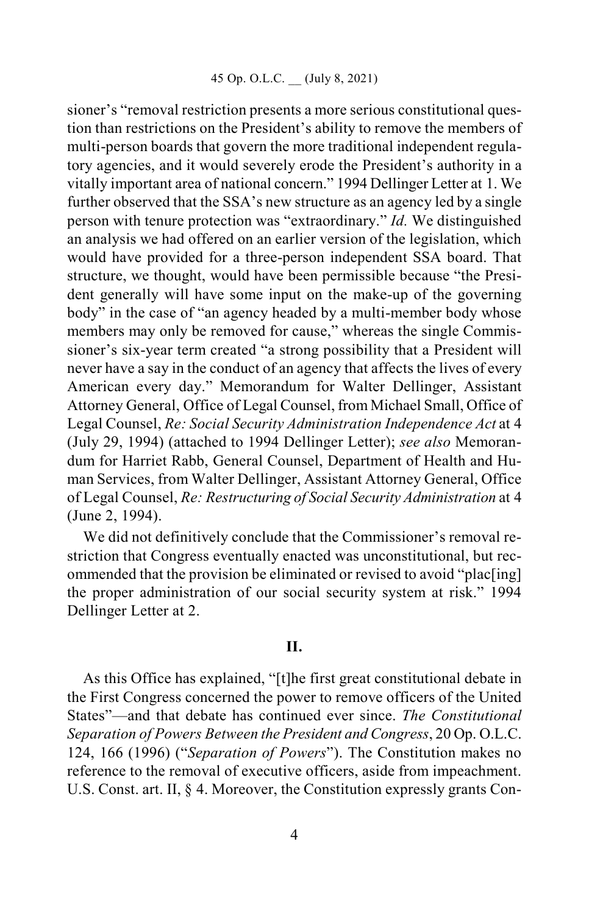sioner's "removal restriction presents a more serious constitutional question than restrictions on the President's ability to remove the members of multi-person boards that govern the more traditional independent regulatory agencies, and it would severely erode the President's authority in a vitally important area of national concern." 1994 Dellinger Letter at 1. We further observed that the SSA's new structure as an agency led by a single person with tenure protection was "extraordinary." *Id.* We distinguished an analysis we had offered on an earlier version of the legislation, which would have provided for a three-person independent SSA board. That structure, we thought, would have been permissible because "the President generally will have some input on the make-up of the governing body" in the case of "an agency headed by a multi-member body whose members may only be removed for cause," whereas the single Commissioner's six-year term created "a strong possibility that a President will never have a say in the conduct of an agency that affects the lives of every American every day." Memorandum for Walter Dellinger, Assistant Attorney General, Office of Legal Counsel, from Michael Small, Office of Legal Counsel, *Re: Social Security Administration Independence Act* at 4 (July 29, 1994) (attached to 1994 Dellinger Letter); *see also* Memorandum for Harriet Rabb, General Counsel, Department of Health and Human Services, from Walter Dellinger, Assistant Attorney General, Office of Legal Counsel, *Re: Restructuring of Social Security Administration* at 4 (June 2, 1994).

We did not definitively conclude that the Commissioner's removal restriction that Congress eventually enacted was unconstitutional, but recommended that the provision be eliminated or revised to avoid "plac[ing] the proper administration of our social security system at risk." 1994 Dellinger Letter at 2.

## II.

As this Office has explained, "[t]he first great constitutional debate in the First Congress concerned the power to remove officers of the United States"—and that debate has continued ever since. *The Constitutional Separation of Powers Between the President and Congress*, 20 Op. O.L.C. 124, 166 (1996) ("*Separation of Powers*"). The Constitution makes no reference to the removal of executive officers, aside from impeachment. U.S. Const. art. II, § 4. Moreover, the Constitution expressly grants Con-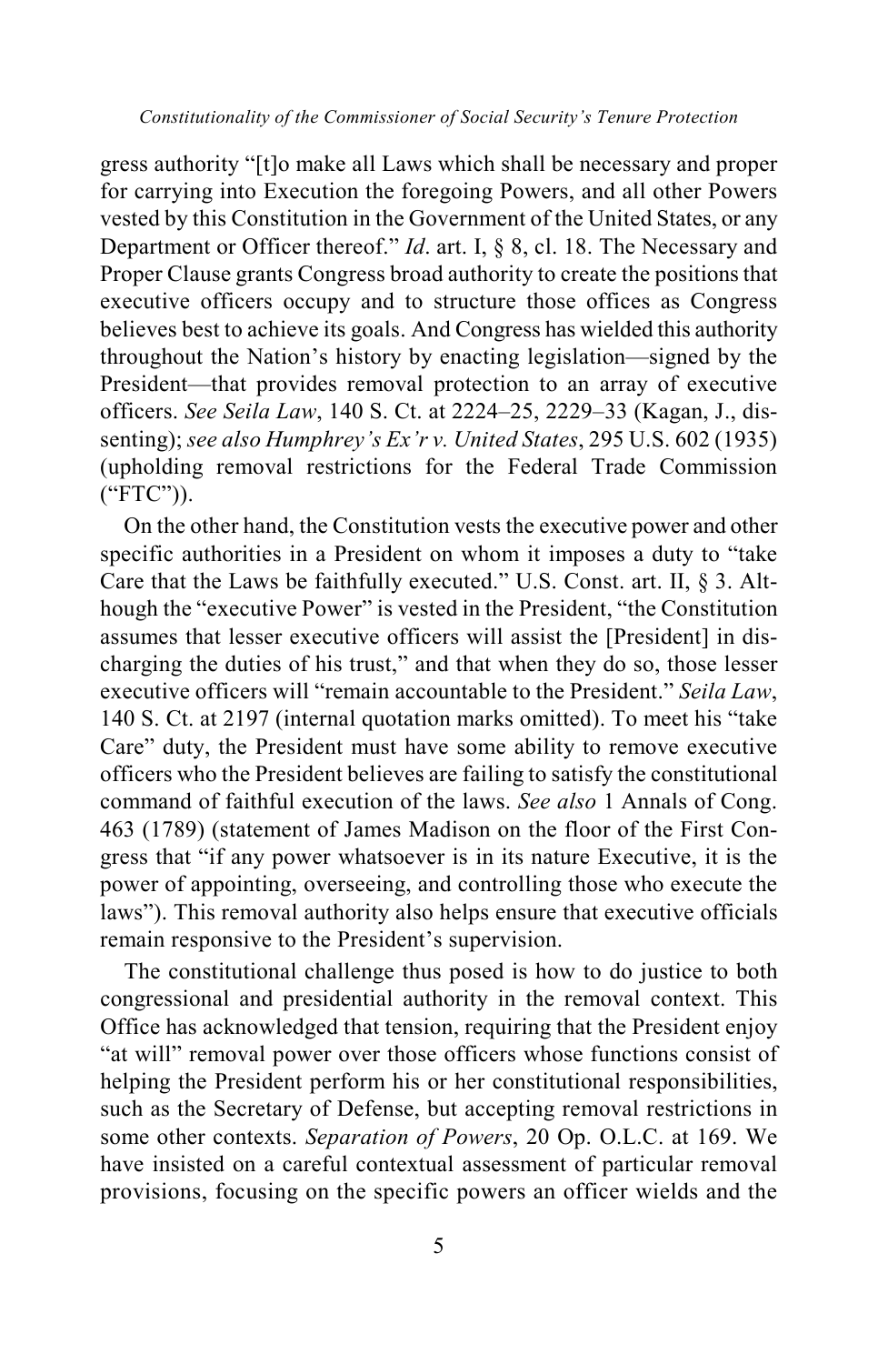gress authority "[t]o make all Laws which shall be necessary and proper for carrying into Execution the foregoing Powers, and all other Powers vested by this Constitution in the Government of the United States, or any Department or Officer thereof." *Id*. art. I, § 8, cl. 18. The Necessary and Proper Clause grants Congress broad authority to create the positions that executive officers occupy and to structure those offices as Congress believes best to achieve its goals. And Congress has wielded this authority throughout the Nation's history by enacting legislation—signed by the President—that provides removal protection to an array of executive officers. *See Seila Law*, 140 S. Ct. at 2224–25, 2229–33 (Kagan, J., dissenting); *see also Humphrey's Ex'r v. United States*, 295 U.S. 602 (1935) (upholding removal restrictions for the Federal Trade Commission ("FTC")).

On the other hand, the Constitution vests the executive power and other specific authorities in a President on whom it imposes a duty to "take Care that the Laws be faithfully executed." U.S. Const. art. II, § 3. Although the "executive Power" is vested in the President, "the Constitution assumes that lesser executive officers will assist the [President] in discharging the duties of his trust," and that when they do so, those lesser executive officers will "remain accountable to the President." *Seila Law*, 140 S. Ct. at 2197 (internal quotation marks omitted). To meet his "take Care" duty, the President must have some ability to remove executive officers who the President believes are failing to satisfy the constitutional command of faithful execution of the laws. *See also* 1 Annals of Cong. 463 (1789) (statement of James Madison on the floor of the First Congress that "if any power whatsoever is in its nature Executive, it is the power of appointing, overseeing, and controlling those who execute the laws"). This removal authority also helps ensure that executive officials remain responsive to the President's supervision.

The constitutional challenge thus posed is how to do justice to both congressional and presidential authority in the removal context. This Office has acknowledged that tension, requiring that the President enjoy "at will" removal power over those officers whose functions consist of helping the President perform his or her constitutional responsibilities, such as the Secretary of Defense, but accepting removal restrictions in some other contexts. *Separation of Powers*, 20 Op. O.L.C. at 169. We have insisted on a careful contextual assessment of particular removal provisions, focusing on the specific powers an officer wields and the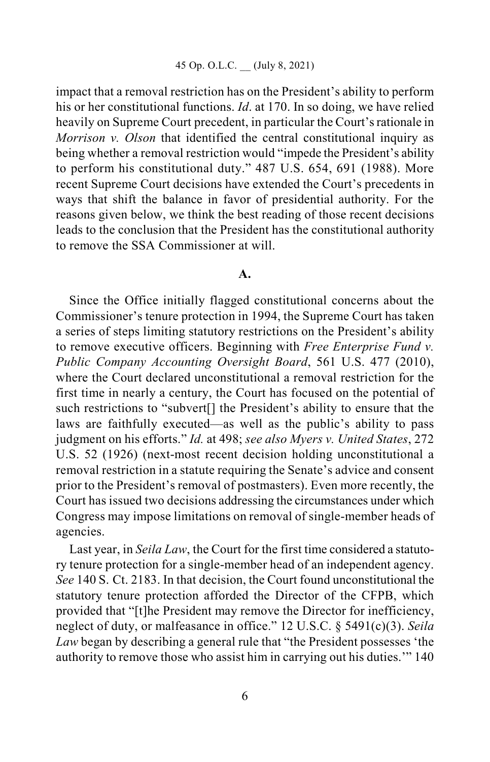impact that a removal restriction has on the President's ability to perform his or her constitutional functions. *Id*. at 170. In so doing, we have relied heavily on Supreme Court precedent, in particular the Court's rationale in *Morrison v. Olson* that identified the central constitutional inquiry as being whether a removal restriction would "impede the President's ability to perform his constitutional duty." 487 U.S. 654, 691 (1988). More recent Supreme Court decisions have extended the Court's precedents in ways that shift the balance in favor of presidential authority. For the reasons given below, we think the best reading of those recent decisions leads to the conclusion that the President has the constitutional authority to remove the SSA Commissioner at will.

### A.

Since the Office initially flagged constitutional concerns about the Commissioner's tenure protection in 1994, the Supreme Court has taken a series of steps limiting statutory restrictions on the President's ability to remove executive officers. Beginning with *Free Enterprise Fund v. Public Company Accounting Oversight Board*, 561 U.S. 477 (2010), where the Court declared unconstitutional a removal restriction for the first time in nearly a century, the Court has focused on the potential of such restrictions to "subvert[] the President's ability to ensure that the laws are faithfully executed—as well as the public's ability to pass judgment on his efforts." *Id.* at 498; *see also Myers v. United States*, 272 U.S. 52 (1926) (next-most recent decision holding unconstitutional a removal restriction in a statute requiring the Senate's advice and consent prior to the President's removal of postmasters). Even more recently, the Court has issued two decisions addressing the circumstances under which Congress may impose limitations on removal of single-member heads of agencies.

Last year, in *Seila Law*, the Court for the first time considered a statutory tenure protection for a single-member head of an independent agency. *See* 140 S. Ct. 2183. In that decision, the Court found unconstitutional the statutory tenure protection afforded the Director of the CFPB, which provided that "[t]he President may remove the Director for inefficiency, neglect of duty, or malfeasance in office." 12 U.S.C. § 5491(c)(3). *Seila Law* began by describing a general rule that "the President possesses 'the authority to remove those who assist him in carrying out his duties.'" 140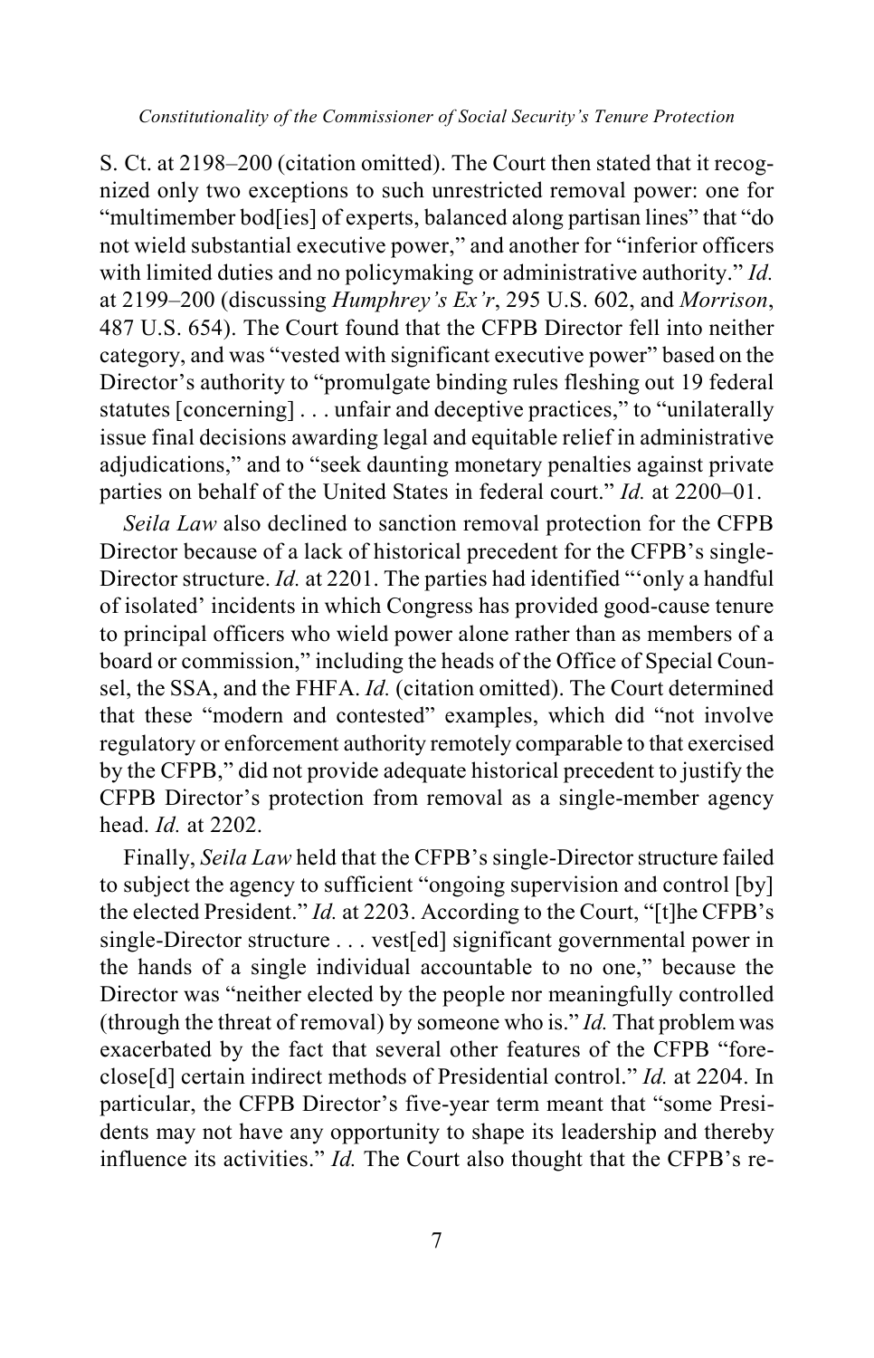S. Ct. at 2198–200 (citation omitted). The Court then stated that it recognized only two exceptions to such unrestricted removal power: one for "multimember bod[ies] of experts, balanced along partisan lines" that "do not wield substantial executive power," and another for "inferior officers with limited duties and no policymaking or administrative authority." *Id.* at 2199–200 (discussing *Humphrey's Ex'r*, 295 U.S. 602, and *Morrison*, 487 U.S. 654). The Court found that the CFPB Director fell into neither category, and was "vested with significant executive power" based on the Director's authority to "promulgate binding rules fleshing out 19 federal statutes [concerning] . . . unfair and deceptive practices," to "unilaterally issue final decisions awarding legal and equitable relief in administrative adjudications," and to "seek daunting monetary penalties against private parties on behalf of the United States in federal court." *Id.* at 2200–01.

*Seila Law* also declined to sanction removal protection for the CFPB Director because of a lack of historical precedent for the CFPB's single-Director structure. *Id.* at 2201. The parties had identified "'only a handful of isolated' incidents in which Congress has provided good-cause tenure to principal officers who wield power alone rather than as members of a board or commission," including the heads of the Office of Special Counsel, the SSA, and the FHFA. *Id.* (citation omitted). The Court determined that these "modern and contested" examples, which did "not involve regulatory or enforcement authority remotely comparable to that exercised by the CFPB," did not provide adequate historical precedent to justify the CFPB Director's protection from removal as a single-member agency head. *Id.* at 2202.

Finally, *Seila Law* held that the CFPB's single-Director structure failed to subject the agency to sufficient "ongoing supervision and control [by] the elected President." *Id.* at 2203. According to the Court, "[t]he CFPB's single-Director structure . . . vest[ed] significant governmental power in the hands of a single individual accountable to no one," because the Director was "neither elected by the people nor meaningfully controlled (through the threat of removal) by someone who is." *Id.* That problem was exacerbated by the fact that several other features of the CFPB "foreclose[d] certain indirect methods of Presidential control." *Id.* at 2204. In particular, the CFPB Director's five-year term meant that "some Presidents may not have any opportunity to shape its leadership and thereby influence its activities." *Id.* The Court also thought that the CFPB's re-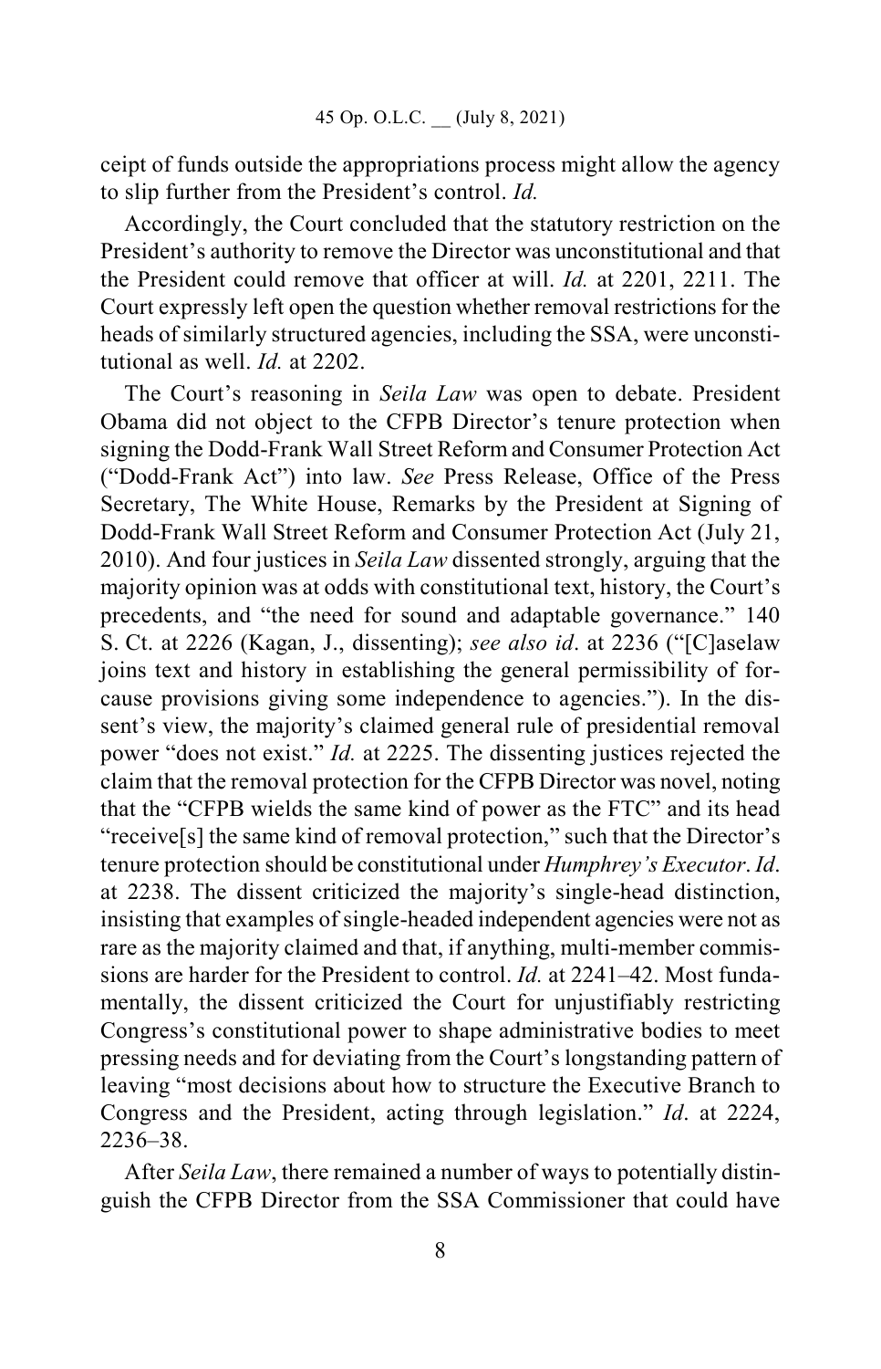ceipt of funds outside the appropriations process might allow the agency to slip further from the President's control. *Id.*

Accordingly, the Court concluded that the statutory restriction on the President's authority to remove the Director was unconstitutional and that the President could remove that officer at will. *Id.* at 2201, 2211. The Court expressly left open the question whether removal restrictions for the heads of similarly structured agencies, including the SSA, were unconstitutional as well. *Id.* at 2202.

The Court's reasoning in *Seila Law* was open to debate. President Obama did not object to the CFPB Director's tenure protection when signing the Dodd-Frank Wall Street Reform and Consumer Protection Act ("Dodd-Frank Act") into law. *See* Press Release, Office of the Press Secretary, The White House, Remarks by the President at Signing of Dodd-Frank Wall Street Reform and Consumer Protection Act (July 21, 2010). And four justices in *Seila Law* dissented strongly, arguing that the majority opinion was at odds with constitutional text, history, the Court's precedents, and "the need for sound and adaptable governance." 140 S. Ct. at 2226 (Kagan, J., dissenting); *see also id*. at 2236 ("[C]aselaw joins text and history in establishing the general permissibility of for-cause provisions giving some independence to agencies."). In the dissent's view, the majority's claimed general rule of presidential removal power "does not exist." *Id.* at 2225. The dissenting justices rejected the claim that the removal protection for the CFPB Director was novel, noting that the "CFPB wields the same kind of power as the FTC" and its head "receive[s] the same kind of removal protection," such that the Director's tenure protection should be constitutional under *Humphrey's Executor*. *Id*. at 2238. The dissent criticized the majority's single-head distinction, insisting that examples of single-headed independent agencies were not as rare as the majority claimed and that, if anything, multi-member commissions are harder for the President to control. *Id.* at 2241–42. Most fundamentally, the dissent criticized the Court for unjustifiably restricting Congress's constitutional power to shape administrative bodies to meet pressing needs and for deviating from the Court's longstanding pattern of leaving "most decisions about how to structure the Executive Branch to Congress and the President, acting through legislation." *Id*. at 2224, 2236–38.

After *Seila Law*, there remained a number of ways to potentially distinguish the CFPB Director from the SSA Commissioner that could have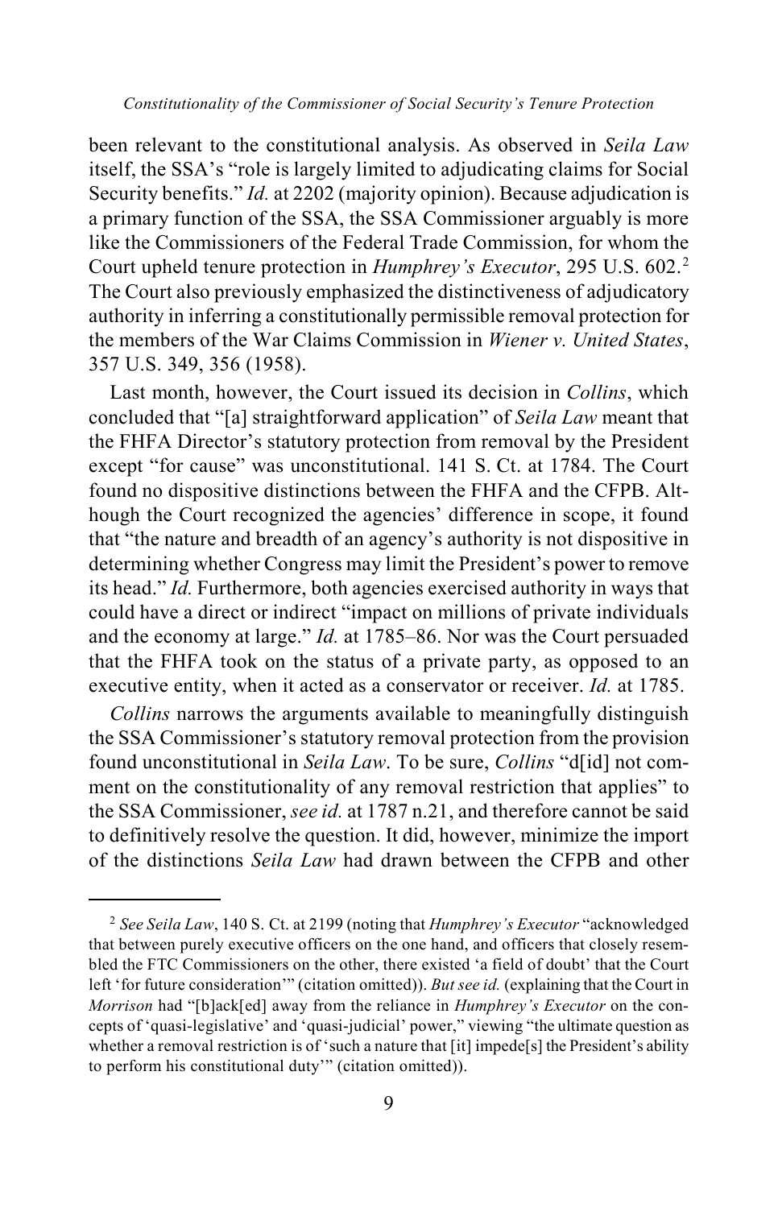been relevant to the constitutional analysis. As observed in *Seila Law* itself, the SSA's "role is largely limited to adjudicating claims for Social Security benefits." *Id.* at 2202 (majority opinion). Because adjudication is a primary function of the SSA, the SSA Commissioner arguably is more like the Commissioners of the Federal Trade Commission, for whom the Court upheld tenure protection in *Humphrey's Executor*, 295 U.S. 602.[2] The Court also previously emphasized the distinctiveness of adjudicatory authority in inferring a constitutionally permissible removal protection for the members of the War Claims Commission in *Wiener v. United States*, 357 U.S. 349, 356 (1958).

Last month, however, the Court issued its decision in *Collins*, which concluded that "[a] straightforward application" of *Seila Law* meant that the FHFA Director's statutory protection from removal by the President except "for cause" was unconstitutional. 141 S. Ct. at 1784. The Court found no dispositive distinctions between the FHFA and the CFPB. Although the Court recognized the agencies' difference in scope, it found that "the nature and breadth of an agency's authority is not dispositive in determining whether Congress may limit the President's power to remove its head." *Id.* Furthermore, both agencies exercised authority in ways that could have a direct or indirect "impact on millions of private individuals and the economy at large." *Id.* at 1785–86. Nor was the Court persuaded that the FHFA took on the status of a private party, as opposed to an executive entity, when it acted as a conservator or receiver. *Id.* at 1785.

*Collins* narrows the arguments available to meaningfully distinguish the SSA Commissioner's statutory removal protection from the provision found unconstitutional in *Seila Law*. To be sure, *Collins* "d[id] not comment on the constitutionality of any removal restriction that applies" to the SSA Commissioner, *see id.* at 1787 n.21, and therefore cannot be said to definitively resolve the question. It did, however, minimize the import of the distinctions *Seila Law* had drawn between the CFPB and other

---

[2] *See Seila Law*, 140 S. Ct. at 2199 (noting that *Humphrey's Executor* "acknowledged that between purely executive officers on the one hand, and officers that closely resembled the FTC Commissioners on the other, there existed 'a field of doubt' that the Court left 'for future consideration'" (citation omitted)). *But see id.* (explaining that the Court in *Morrison* had "[b]ack[ed] away from the reliance in *Humphrey's Executor* on the concepts of 'quasi-legislative' and 'quasi-judicial' power," viewing "the ultimate question as whether a removal restriction is of 'such a nature that [it] impede[s] the President's ability to perform his constitutional duty'" (citation omitted)).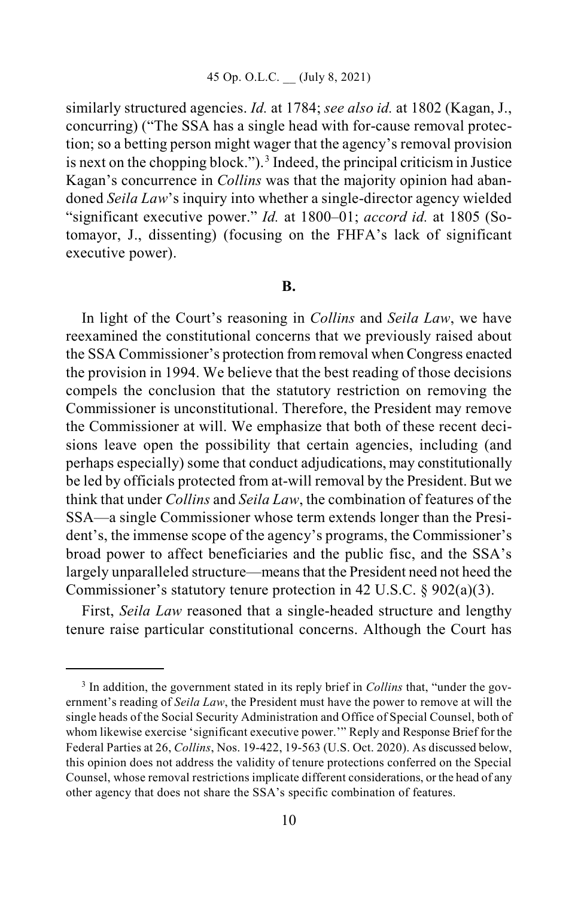similarly structured agencies. *Id.* at 1784; *see also id.* at 1802 (Kagan, J., concurring) ("The SSA has a single head with for-cause removal protection; so a betting person might wager that the agency's removal provision is next on the chopping block.").[3] Indeed, the principal criticism in Justice Kagan's concurrence in *Collins* was that the majority opinion had abandoned *Seila Law*'s inquiry into whether a single-director agency wielded "significant executive power." *Id.* at 1800–01; *accord id.* at 1805 (Sotomayor, J., dissenting) (focusing on the FHFA's lack of significant executive power).

### B.

In light of the Court's reasoning in *Collins* and *Seila Law*, we have reexamined the constitutional concerns that we previously raised about the SSA Commissioner's protection from removal when Congress enacted the provision in 1994. We believe that the best reading of those decisions compels the conclusion that the statutory restriction on removing the Commissioner is unconstitutional. Therefore, the President may remove the Commissioner at will. We emphasize that both of these recent decisions leave open the possibility that certain agencies, including (and perhaps especially) some that conduct adjudications, may constitutionally be led by officials protected from at-will removal by the President. But we think that under *Collins* and *Seila Law*, the combination of features of the SSA—a single Commissioner whose term extends longer than the President's, the immense scope of the agency's programs, the Commissioner's broad power to affect beneficiaries and the public fisc, and the SSA's largely unparalleled structure—means that the President need not heed the Commissioner's statutory tenure protection in 42 U.S.C. § 902(a)(3).

First, *Seila Law* reasoned that a single-headed structure and lengthy tenure raise particular constitutional concerns. Although the Court has

[3] In addition, the government stated in its reply brief in *Collins* that, "under the government's reading of *Seila Law*, the President must have the power to remove at will the single heads of the Social Security Administration and Office of Special Counsel, both of whom likewise exercise 'significant executive power.'" Reply and Response Brief for the Federal Parties at 26, *Collins*, Nos. 19-422, 19-563 (U.S. Oct. 2020). As discussed below, this opinion does not address the validity of tenure protections conferred on the Special Counsel, whose removal restrictions implicate different considerations, or the head of any other agency that does not share the SSA's specific combination of features.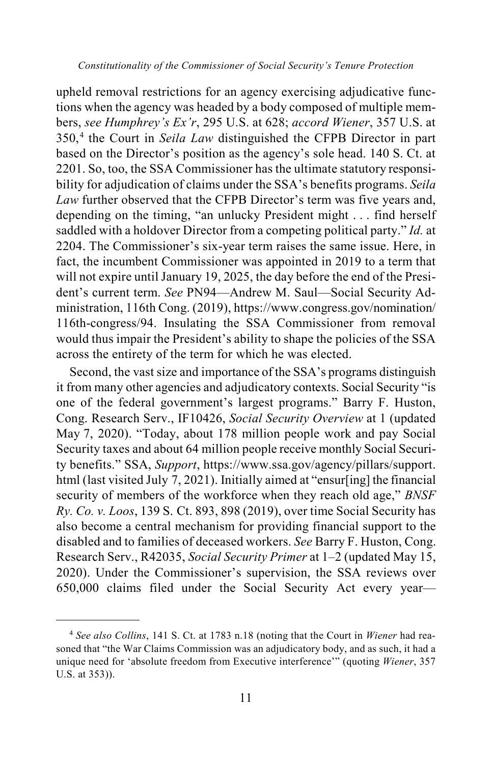upheld removal restrictions for an agency exercising adjudicative functions when the agency was headed by a body composed of multiple members, *see Humphrey's Ex'r*, 295 U.S. at 628; *accord Wiener*, 357 U.S. at 350,[4] the Court in *Seila Law* distinguished the CFPB Director in part based on the Director's position as the agency's sole head. 140 S. Ct. at 2201. So, too, the SSA Commissioner has the ultimate statutory responsibility for adjudication of claims under the SSA's benefits programs. *Seila Law* further observed that the CFPB Director's term was five years and, depending on the timing, "an unlucky President might . . . find herself saddled with a holdover Director from a competing political party." *Id.* at 2204. The Commissioner's six-year term raises the same issue. Here, in fact, the incumbent Commissioner was appointed in 2019 to a term that will not expire until January 19, 2025, the day before the end of the President's current term. *See* PN94—Andrew M. Saul—Social Security Administration, 116th Cong. (2019), https://www.congress.gov/nomination/116th-congress/94. Insulating the SSA Commissioner from removal would thus impair the President's ability to shape the policies of the SSA across the entirety of the term for which he was elected.

Second, the vast size and importance of the SSA's programs distinguish it from many other agencies and adjudicatory contexts. Social Security "is one of the federal government's largest programs." Barry F. Huston, Cong. Research Serv., IF10426, *Social Security Overview* at 1 (updated May 7, 2020). "Today, about 178 million people work and pay Social Security taxes and about 64 million people receive monthly Social Security benefits." SSA, *Support*, https://www.ssa.gov/agency/pillars/support.html (last visited July 7, 2021). Initially aimed at "ensur[ing] the financial security of members of the workforce when they reach old age," *BNSF Ry. Co. v. Loos*, 139 S. Ct. 893, 898 (2019), over time Social Security has also become a central mechanism for providing financial support to the disabled and to families of deceased workers. *See* Barry F. Huston, Cong. Research Serv., R42035, *Social Security Primer* at 1–2 (updated May 15, 2020). Under the Commissioner's supervision, the SSA reviews over 650,000 claims filed under the Social Security Act every year—

---

[4] *See also Collins*, 141 S. Ct. at 1783 n.18 (noting that the Court in *Wiener* had reasoned that "the War Claims Commission was an adjudicatory body, and as such, it had a unique need for 'absolute freedom from Executive interference'" (quoting *Wiener*, 357 U.S. at 353)).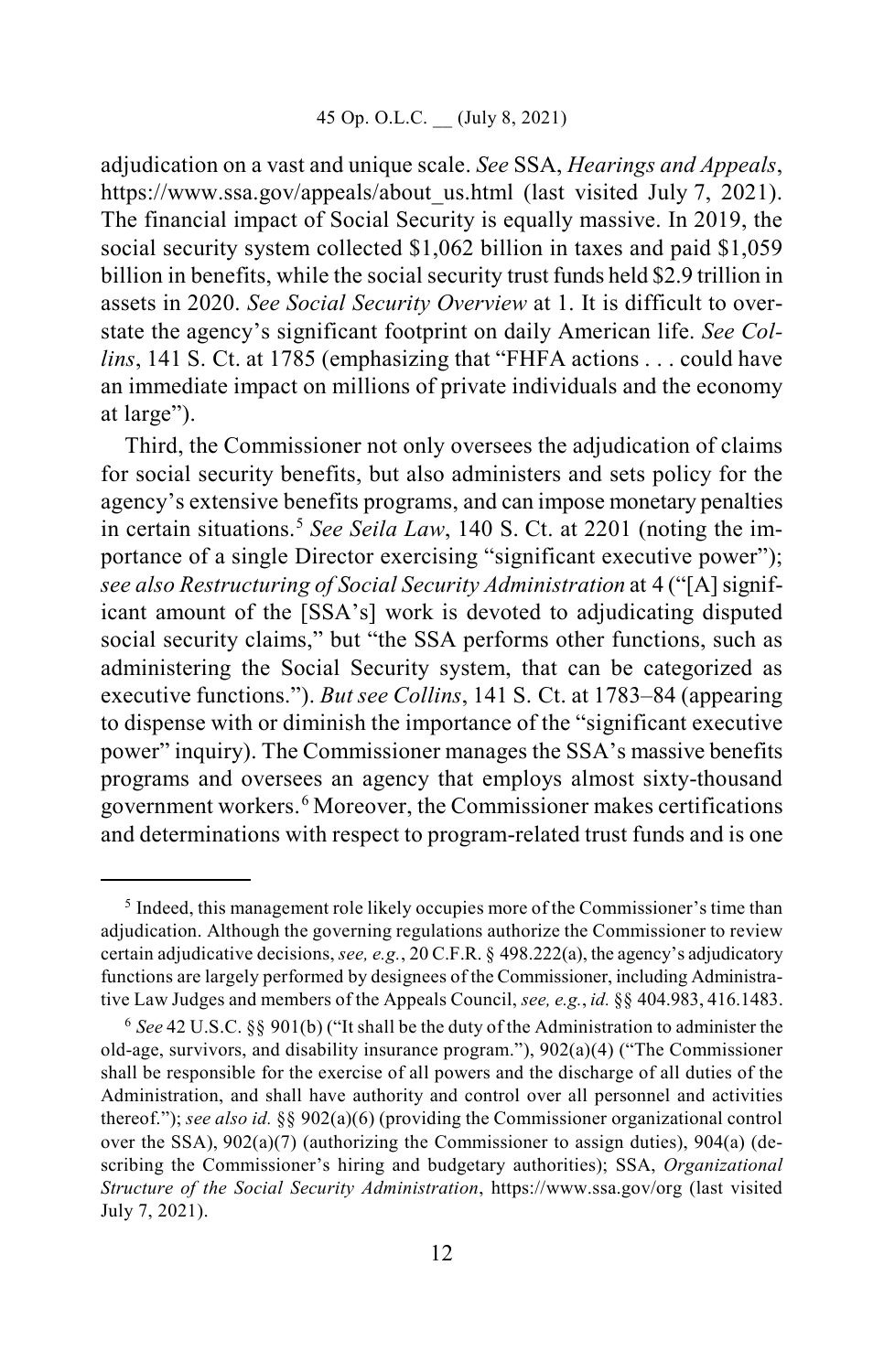adjudication on a vast and unique scale. *See* SSA, *Hearings and Appeals*, https://www.ssa.gov/appeals/about_us.html (last visited July 7, 2021). The financial impact of Social Security is equally massive. In 2019, the social security system collected $1,062 billion in taxes and paid $1,059 billion in benefits, while the social security trust funds held $2.9 trillion in assets in 2020. *See Social Security Overview* at 1. It is difficult to overstate the agency's significant footprint on daily American life. *See Collins*, 141 S. Ct. at 1785 (emphasizing that "FHFA actions . . . could have an immediate impact on millions of private individuals and the economy at large").

Third, the Commissioner not only oversees the adjudication of claims for social security benefits, but also administers and sets policy for the agency's extensive benefits programs, and can impose monetary penalties in certain situations.[5] *See Seila Law*, 140 S. Ct. at 2201 (noting the importance of a single Director exercising "significant executive power"); *see also Restructuring of Social Security Administration* at 4 ("[A] significant amount of the [SSA's] work is devoted to adjudicating disputed social security claims," but "the SSA performs other functions, such as administering the Social Security system, that can be categorized as executive functions."). *But see Collins*, 141 S. Ct. at 1783–84 (appearing to dispense with or diminish the importance of the "significant executive power" inquiry). The Commissioner manages the SSA's massive benefits programs and oversees an agency that employs almost sixty-thousand government workers.[6] Moreover, the Commissioner makes certifications and determinations with respect to program-related trust funds and is one

---

[5] Indeed, this management role likely occupies more of the Commissioner's time than adjudication. Although the governing regulations authorize the Commissioner to review certain adjudicative decisions, *see, e.g.*, 20 C.F.R. § 498.222(a), the agency's adjudicatory functions are largely performed by designees of the Commissioner, including Administrative Law Judges and members of the Appeals Council, *see, e.g.*, *id.* §§ 404.983, 416.1483.

[6] *See* 42 U.S.C. §§ 901(b) ("It shall be the duty of the Administration to administer the old-age, survivors, and disability insurance program."), 902(a)(4) ("The Commissioner shall be responsible for the exercise of all powers and the discharge of all duties of the Administration, and shall have authority and control over all personnel and activities thereof."); *see also id.* §§ 902(a)(6) (providing the Commissioner organizational control over the SSA), 902(a)(7) (authorizing the Commissioner to assign duties), 904(a) (describing the Commissioner's hiring and budgetary authorities); SSA, *Organizational Structure of the Social Security Administration*, https://www.ssa.gov/org (last visited July 7, 2021).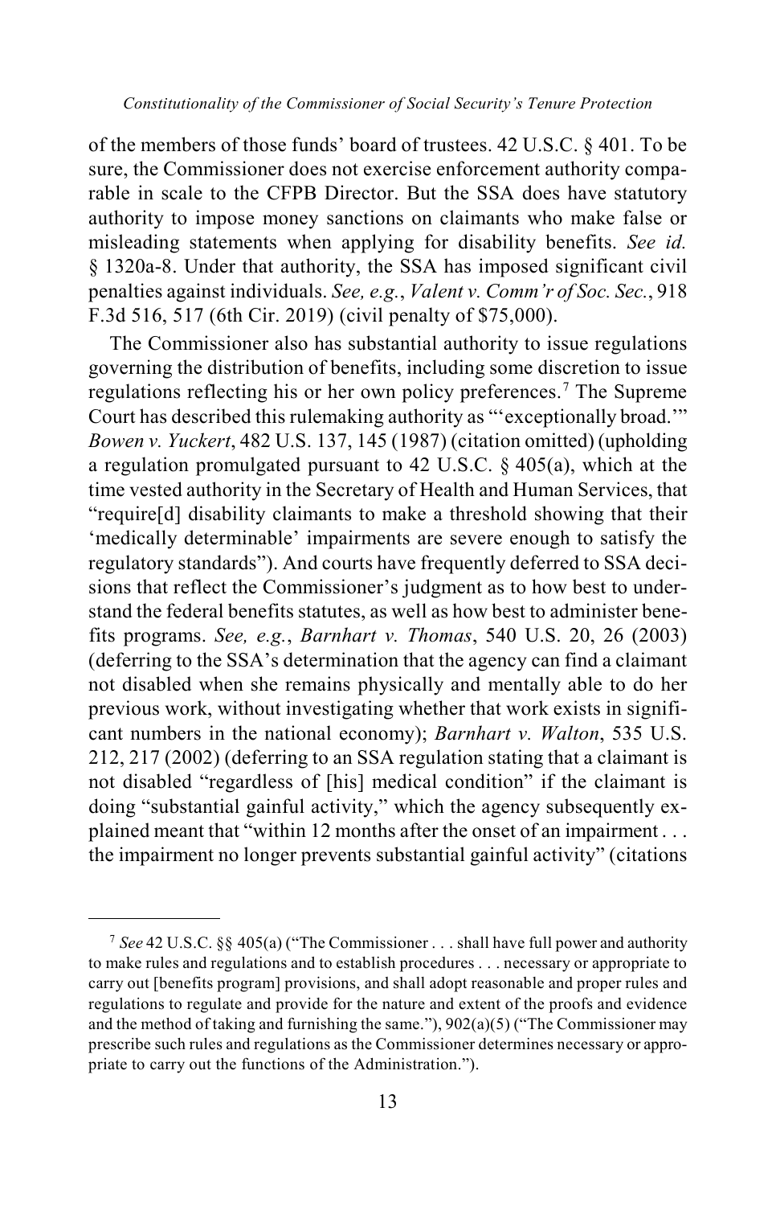of the members of those funds' board of trustees. 42 U.S.C. § 401. To be sure, the Commissioner does not exercise enforcement authority comparable in scale to the CFPB Director. But the SSA does have statutory authority to impose money sanctions on claimants who make false or misleading statements when applying for disability benefits. *See id.* § 1320a-8. Under that authority, the SSA has imposed significant civil penalties against individuals. *See, e.g.*, *Valent v. Comm'r of Soc. Sec.*, 918 F.3d 516, 517 (6th Cir. 2019) (civil penalty of $75,000).

The Commissioner also has substantial authority to issue regulations governing the distribution of benefits, including some discretion to issue regulations reflecting his or her own policy preferences.[7] The Supreme Court has described this rulemaking authority as "'exceptionally broad.'" *Bowen v. Yuckert*, 482 U.S. 137, 145 (1987) (citation omitted) (upholding a regulation promulgated pursuant to 42 U.S.C. § 405(a), which at the time vested authority in the Secretary of Health and Human Services, that "require[d] disability claimants to make a threshold showing that their 'medically determinable' impairments are severe enough to satisfy the regulatory standards"). And courts have frequently deferred to SSA decisions that reflect the Commissioner's judgment as to how best to understand the federal benefits statutes, as well as how best to administer benefits programs. *See, e.g.*, *Barnhart v. Thomas*, 540 U.S. 20, 26 (2003) (deferring to the SSA's determination that the agency can find a claimant not disabled when she remains physically and mentally able to do her previous work, without investigating whether that work exists in significant numbers in the national economy); *Barnhart v. Walton*, 535 U.S. 212, 217 (2002) (deferring to an SSA regulation stating that a claimant is not disabled "regardless of [his] medical condition" if the claimant is doing "substantial gainful activity," which the agency subsequently explained meant that "within 12 months after the onset of an impairment . . . the impairment no longer prevents substantial gainful activity" (citations

---

[7] *See* 42 U.S.C. §§ 405(a) ("The Commissioner . . . shall have full power and authority to make rules and regulations and to establish procedures . . . necessary or appropriate to carry out [benefits program] provisions, and shall adopt reasonable and proper rules and regulations to regulate and provide for the nature and extent of the proofs and evidence and the method of taking and furnishing the same."), 902(a)(5) ("The Commissioner may prescribe such rules and regulations as the Commissioner determines necessary or appropriate to carry out the functions of the Administration.").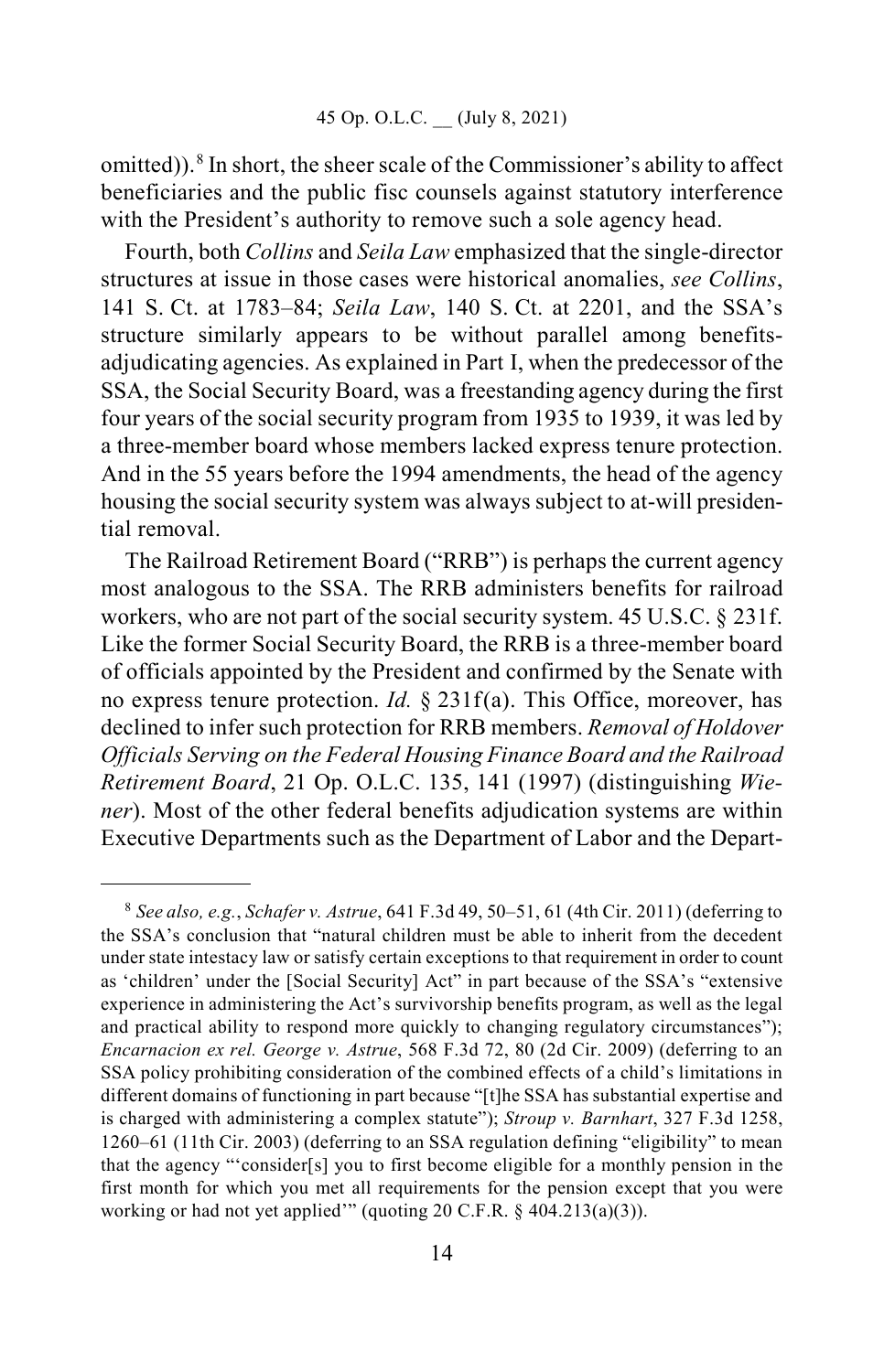omitted)).[8] In short, the sheer scale of the Commissioner's ability to affect beneficiaries and the public fisc counsels against statutory interference with the President's authority to remove such a sole agency head.

Fourth, both *Collins* and *Seila Law* emphasized that the single-director structures at issue in those cases were historical anomalies, *see Collins*, 141 S. Ct. at 1783–84; *Seila Law*, 140 S. Ct. at 2201, and the SSA's structure similarly appears to be without parallel among benefits-adjudicating agencies. As explained in Part I, when the predecessor of the SSA, the Social Security Board, was a freestanding agency during the first four years of the social security program from 1935 to 1939, it was led by a three-member board whose members lacked express tenure protection. And in the 55 years before the 1994 amendments, the head of the agency housing the social security system was always subject to at-will presidential removal.

The Railroad Retirement Board ("RRB") is perhaps the current agency most analogous to the SSA. The RRB administers benefits for railroad workers, who are not part of the social security system. 45 U.S.C. § 231f. Like the former Social Security Board, the RRB is a three-member board of officials appointed by the President and confirmed by the Senate with no express tenure protection. *Id.* § 231f(a). This Office, moreover, has declined to infer such protection for RRB members. *Removal of Holdover Officials Serving on the Federal Housing Finance Board and the Railroad Retirement Board*, 21 Op. O.L.C. 135, 141 (1997) (distinguishing *Wiener*). Most of the other federal benefits adjudication systems are within Executive Departments such as the Department of Labor and the Depart-

---

[8] *See also, e.g.*, *Schafer v. Astrue*, 641 F.3d 49, 50–51, 61 (4th Cir. 2011) (deferring to the SSA's conclusion that "natural children must be able to inherit from the decedent under state intestacy law or satisfy certain exceptions to that requirement in order to count as 'children' under the [Social Security] Act" in part because of the SSA's "extensive experience in administering the Act's survivorship benefits program, as well as the legal and practical ability to respond more quickly to changing regulatory circumstances"); *Encarnacion ex rel. George v. Astrue*, 568 F.3d 72, 80 (2d Cir. 2009) (deferring to an SSA policy prohibiting consideration of the combined effects of a child's limitations in different domains of functioning in part because "[t]he SSA has substantial expertise and is charged with administering a complex statute"); *Stroup v. Barnhart*, 327 F.3d 1258, 1260–61 (11th Cir. 2003) (deferring to an SSA regulation defining "eligibility" to mean that the agency "'consider[s] you to first become eligible for a monthly pension in the first month for which you met all requirements for the pension except that you were working or had not yet applied'" (quoting 20 C.F.R. § 404.213(a)(3)).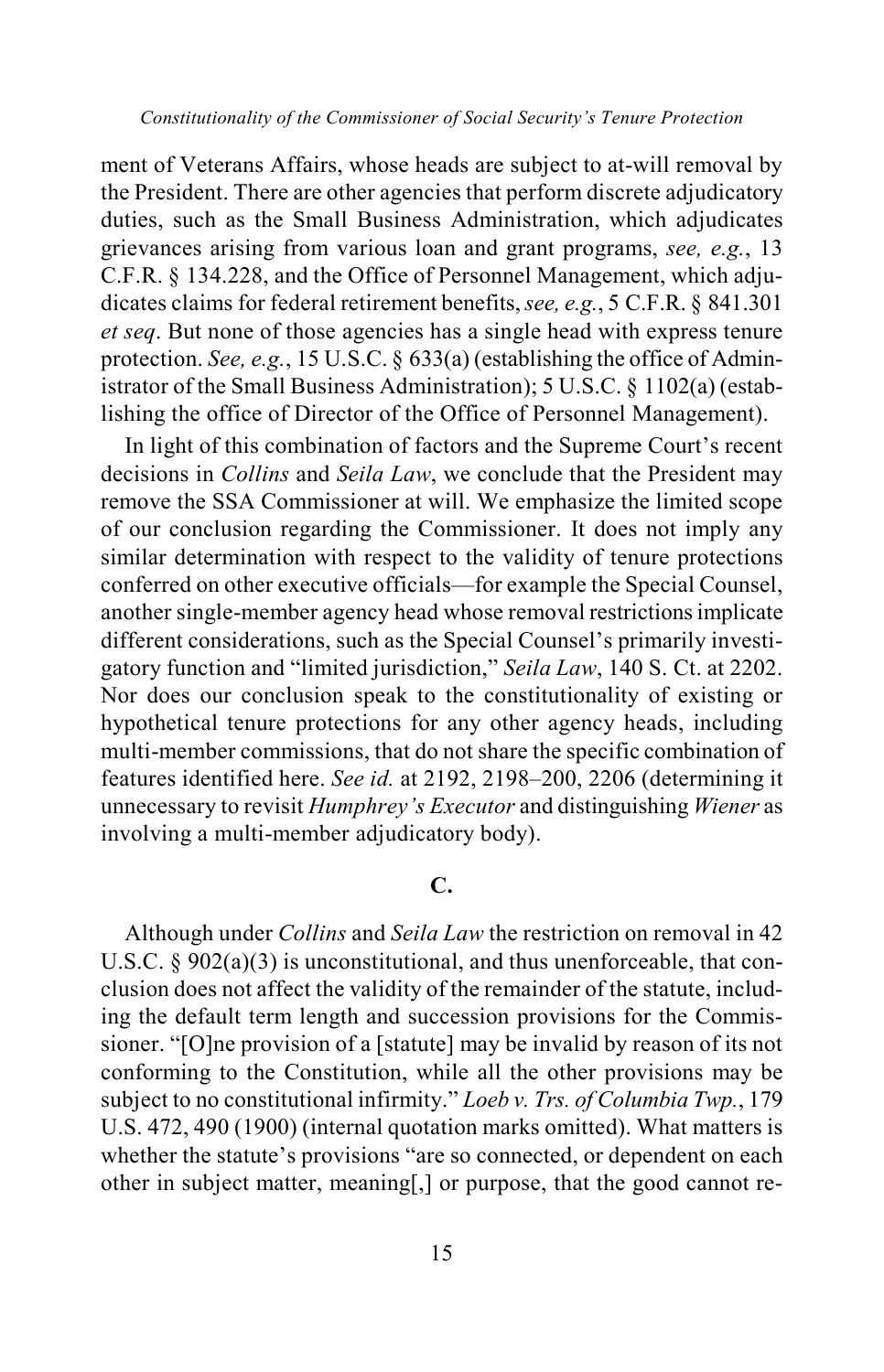ment of Veterans Affairs, whose heads are subject to at-will removal by the President. There are other agencies that perform discrete adjudicatory duties, such as the Small Business Administration, which adjudicates grievances arising from various loan and grant programs, *see, e.g.*, 13 C.F.R. § 134.228, and the Office of Personnel Management, which adjudicates claims for federal retirement benefits, *see, e.g.*, 5 C.F.R. § 841.301 *et seq*. But none of those agencies has a single head with express tenure protection. *See, e.g.*, 15 U.S.C. § 633(a) (establishing the office of Administrator of the Small Business Administration); 5 U.S.C. § 1102(a) (establishing the office of Director of the Office of Personnel Management).

In light of this combination of factors and the Supreme Court's recent decisions in *Collins* and *Seila Law*, we conclude that the President may remove the SSA Commissioner at will. We emphasize the limited scope of our conclusion regarding the Commissioner. It does not imply any similar determination with respect to the validity of tenure protections conferred on other executive officials—for example the Special Counsel, another single-member agency head whose removal restrictions implicate different considerations, such as the Special Counsel's primarily investigatory function and "limited jurisdiction," *Seila Law*, 140 S. Ct. at 2202. Nor does our conclusion speak to the constitutionality of existing or hypothetical tenure protections for any other agency heads, including multi-member commissions, that do not share the specific combination of features identified here. *See id.* at 2192, 2198–200, 2206 (determining it unnecessary to revisit *Humphrey's Executor* and distinguishing *Wiener* as involving a multi-member adjudicatory body).

### C.

Although under *Collins* and *Seila Law* the restriction on removal in 42 U.S.C. § 902(a)(3) is unconstitutional, and thus unenforceable, that conclusion does not affect the validity of the remainder of the statute, including the default term length and succession provisions for the Commissioner. "[O]ne provision of a [statute] may be invalid by reason of its not conforming to the Constitution, while all the other provisions may be subject to no constitutional infirmity." *Loeb v. Trs. of Columbia Twp.*, 179 U.S. 472, 490 (1900) (internal quotation marks omitted). What matters is whether the statute's provisions "are so connected, or dependent on each other in subject matter, meaning[,] or purpose, that the good cannot re-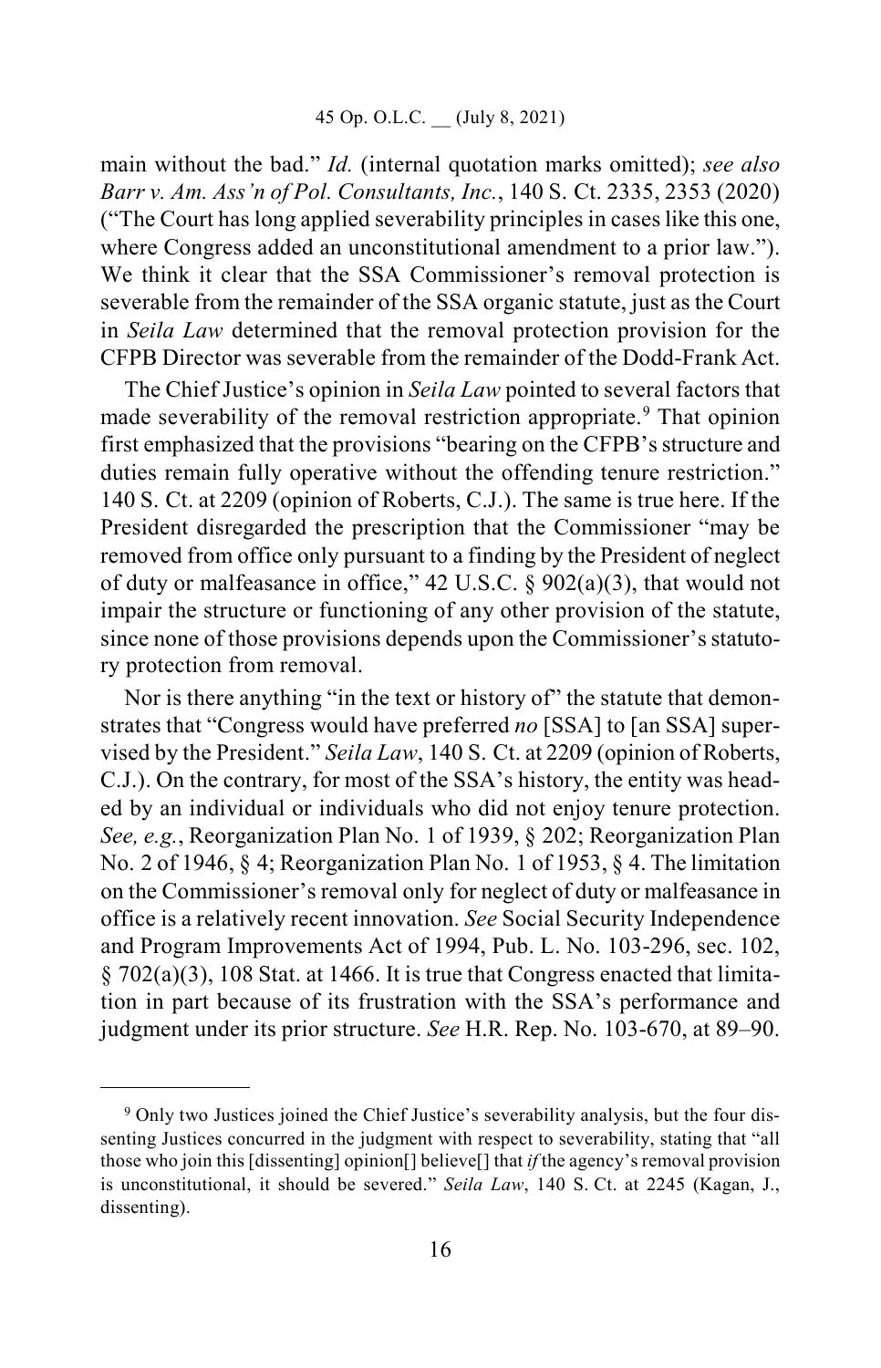main without the bad." *Id.* (internal quotation marks omitted); *see also Barr v. Am. Ass'n of Pol. Consultants, Inc.*, 140 S. Ct. 2335, 2353 (2020) ("The Court has long applied severability principles in cases like this one, where Congress added an unconstitutional amendment to a prior law."). We think it clear that the SSA Commissioner's removal protection is severable from the remainder of the SSA organic statute, just as the Court in *Seila Law* determined that the removal protection provision for the CFPB Director was severable from the remainder of the Dodd-Frank Act.

The Chief Justice's opinion in *Seila Law* pointed to several factors that made severability of the removal restriction appropriate.[9] That opinion first emphasized that the provisions "bearing on the CFPB's structure and duties remain fully operative without the offending tenure restriction." 140 S. Ct. at 2209 (opinion of Roberts, C.J.). The same is true here. If the President disregarded the prescription that the Commissioner "may be removed from office only pursuant to a finding by the President of neglect of duty or malfeasance in office," 42 U.S.C. § 902(a)(3), that would not impair the structure or functioning of any other provision of the statute, since none of those provisions depends upon the Commissioner's statutory protection from removal.

Nor is there anything "in the text or history of" the statute that demonstrates that "Congress would have preferred *no* [SSA] to [an SSA] supervised by the President." *Seila Law*, 140 S. Ct. at 2209 (opinion of Roberts, C.J.). On the contrary, for most of the SSA's history, the entity was headed by an individual or individuals who did not enjoy tenure protection. *See, e.g.*, Reorganization Plan No. 1 of 1939, § 202; Reorganization Plan No. 2 of 1946, § 4; Reorganization Plan No. 1 of 1953, § 4. The limitation on the Commissioner's removal only for neglect of duty or malfeasance in office is a relatively recent innovation. *See* Social Security Independence and Program Improvements Act of 1994, Pub. L. No. 103-296, sec. 102, § 702(a)(3), 108 Stat. at 1466. It is true that Congress enacted that limitation in part because of its frustration with the SSA's performance and judgment under its prior structure. *See* H.R. Rep. No. 103-670, at 89–90.

---

[9] Only two Justices joined the Chief Justice's severability analysis, but the four dissenting Justices concurred in the judgment with respect to severability, stating that "all those who join this [dissenting] opinion[] believe[] that *if* the agency's removal provision is unconstitutional, it should be severed." *Seila Law*, 140 S. Ct. at 2245 (Kagan, J., dissenting).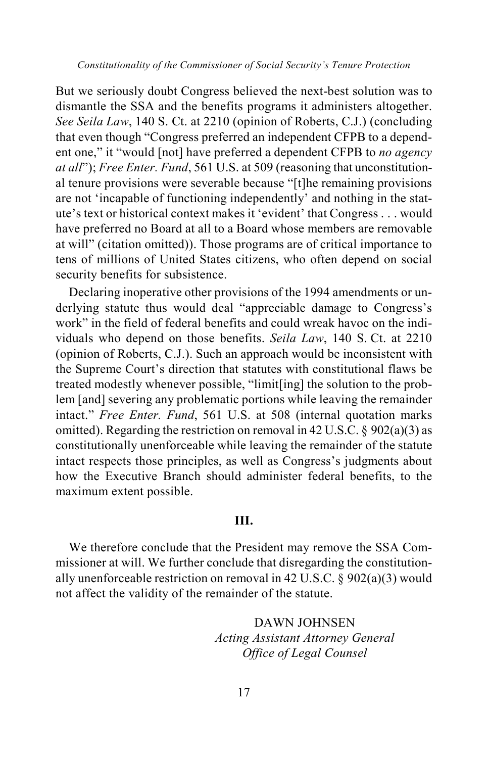But we seriously doubt Congress believed the next-best solution was to dismantle the SSA and the benefits programs it administers altogether. *See Seila Law*, 140 S. Ct. at 2210 (opinion of Roberts, C.J.) (concluding that even though "Congress preferred an independent CFPB to a dependent one," it "would [not] have preferred a dependent CFPB to *no agency at all*"); *Free Enter. Fund*, 561 U.S. at 509 (reasoning that unconstitutional tenure provisions were severable because "[t]he remaining provisions are not 'incapable of functioning independently' and nothing in the statute's text or historical context makes it 'evident' that Congress . . . would have preferred no Board at all to a Board whose members are removable at will" (citation omitted)). Those programs are of critical importance to tens of millions of United States citizens, who often depend on social security benefits for subsistence.

Declaring inoperative other provisions of the 1994 amendments or underlying statute thus would deal "appreciable damage to Congress's work" in the field of federal benefits and could wreak havoc on the individuals who depend on those benefits. *Seila Law*, 140 S. Ct. at 2210 (opinion of Roberts, C.J.). Such an approach would be inconsistent with the Supreme Court's direction that statutes with constitutional flaws be treated modestly whenever possible, "limit[ing] the solution to the problem [and] severing any problematic portions while leaving the remainder intact." *Free Enter. Fund*, 561 U.S. at 508 (internal quotation marks omitted). Regarding the restriction on removal in 42 U.S.C. § 902(a)(3) as constitutionally unenforceable while leaving the remainder of the statute intact respects those principles, as well as Congress's judgments about how the Executive Branch should administer federal benefits, to the maximum extent possible.

## III.

We therefore conclude that the President may remove the SSA Commissioner at will. We further conclude that disregarding the constitutionally unenforceable restriction on removal in 42 U.S.C. § 902(a)(3) would not affect the validity of the remainder of the statute.

DAWN JOHNSEN
*Acting Assistant Attorney General*
*Office of Legal Counsel*